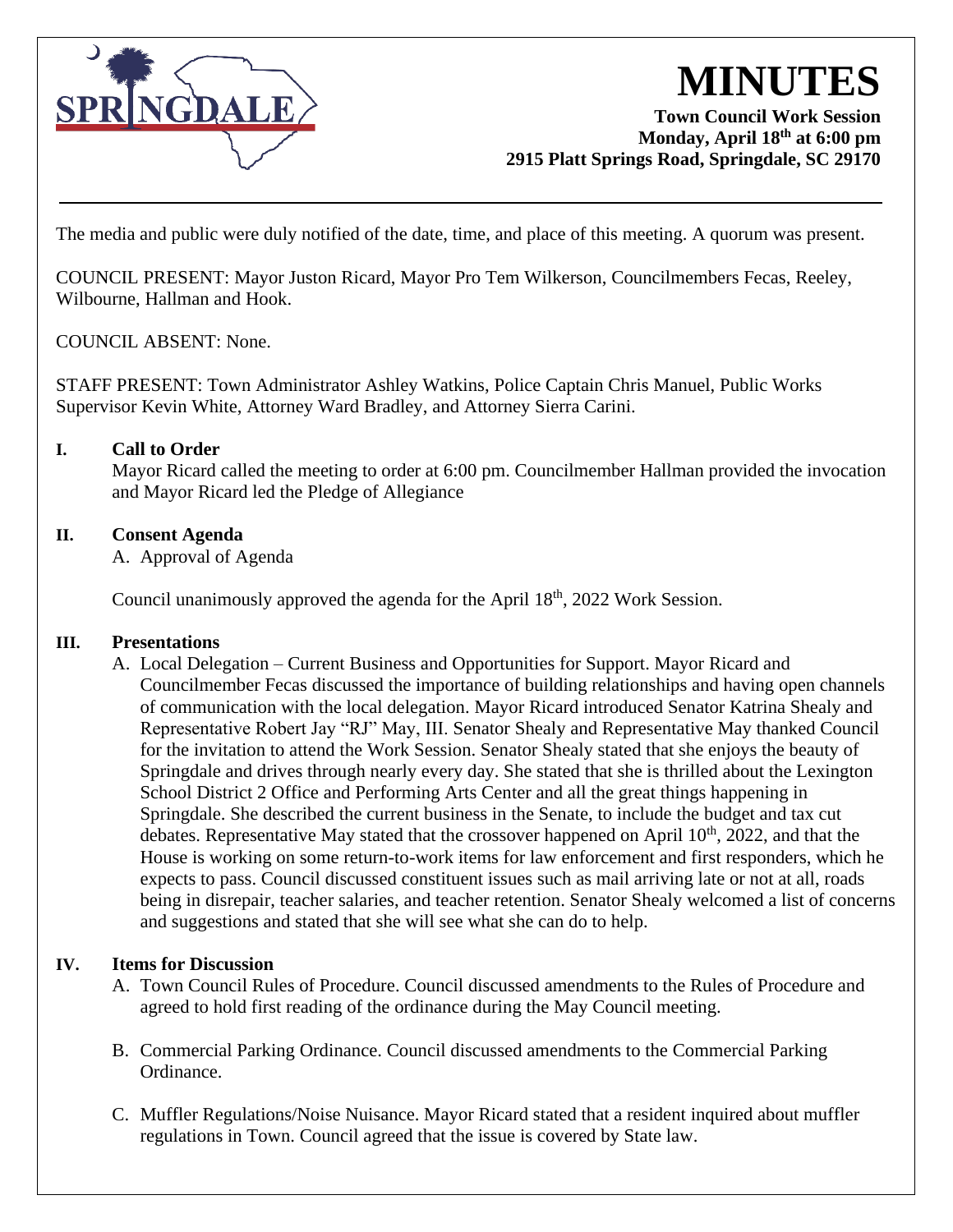# MINUTES

**Town Council Work Session**
**Monday, April 18th at 6:00 pm**
**2915 Platt Springs Road, Springdale, SC 29170**

---

The media and public were duly notified of the date, time, and place of this meeting. A quorum was present.

COUNCIL PRESENT: Mayor Juston Ricard, Mayor Pro Tem Wilkerson, Councilmembers Fecas, Reeley, Wilbourne, Hallman and Hook.

COUNCIL ABSENT: None.

STAFF PRESENT: Town Administrator Ashley Watkins, Police Captain Chris Manuel, Public Works Supervisor Kevin White, Attorney Ward Bradley, and Attorney Sierra Carini.

## I. Call to Order

Mayor Ricard called the meeting to order at 6:00 pm. Councilmember Hallman provided the invocation and Mayor Ricard led the Pledge of Allegiance

## II. Consent Agenda

A. Approval of Agenda

Council unanimously approved the agenda for the April 18th, 2022 Work Session.

## III. Presentations

A. Local Delegation – Current Business and Opportunities for Support. Mayor Ricard and Councilmember Fecas discussed the importance of building relationships and having open channels of communication with the local delegation. Mayor Ricard introduced Senator Katrina Shealy and Representative Robert Jay "RJ" May, III. Senator Shealy and Representative May thanked Council for the invitation to attend the Work Session. Senator Shealy stated that she enjoys the beauty of Springdale and drives through nearly every day. She stated that she is thrilled about the Lexington School District 2 Office and Performing Arts Center and all the great things happening in Springdale. She described the current business in the Senate, to include the budget and tax cut debates. Representative May stated that the crossover happened on April 10th, 2022, and that the House is working on some return-to-work items for law enforcement and first responders, which he expects to pass. Council discussed constituent issues such as mail arriving late or not at all, roads being in disrepair, teacher salaries, and teacher retention. Senator Shealy welcomed a list of concerns and suggestions and stated that she will see what she can do to help.

## IV. Items for Discussion

A. Town Council Rules of Procedure. Council discussed amendments to the Rules of Procedure and agreed to hold first reading of the ordinance during the May Council meeting.

B. Commercial Parking Ordinance. Council discussed amendments to the Commercial Parking Ordinance.

C. Muffler Regulations/Noise Nuisance. Mayor Ricard stated that a resident inquired about muffler regulations in Town. Council agreed that the issue is covered by State law.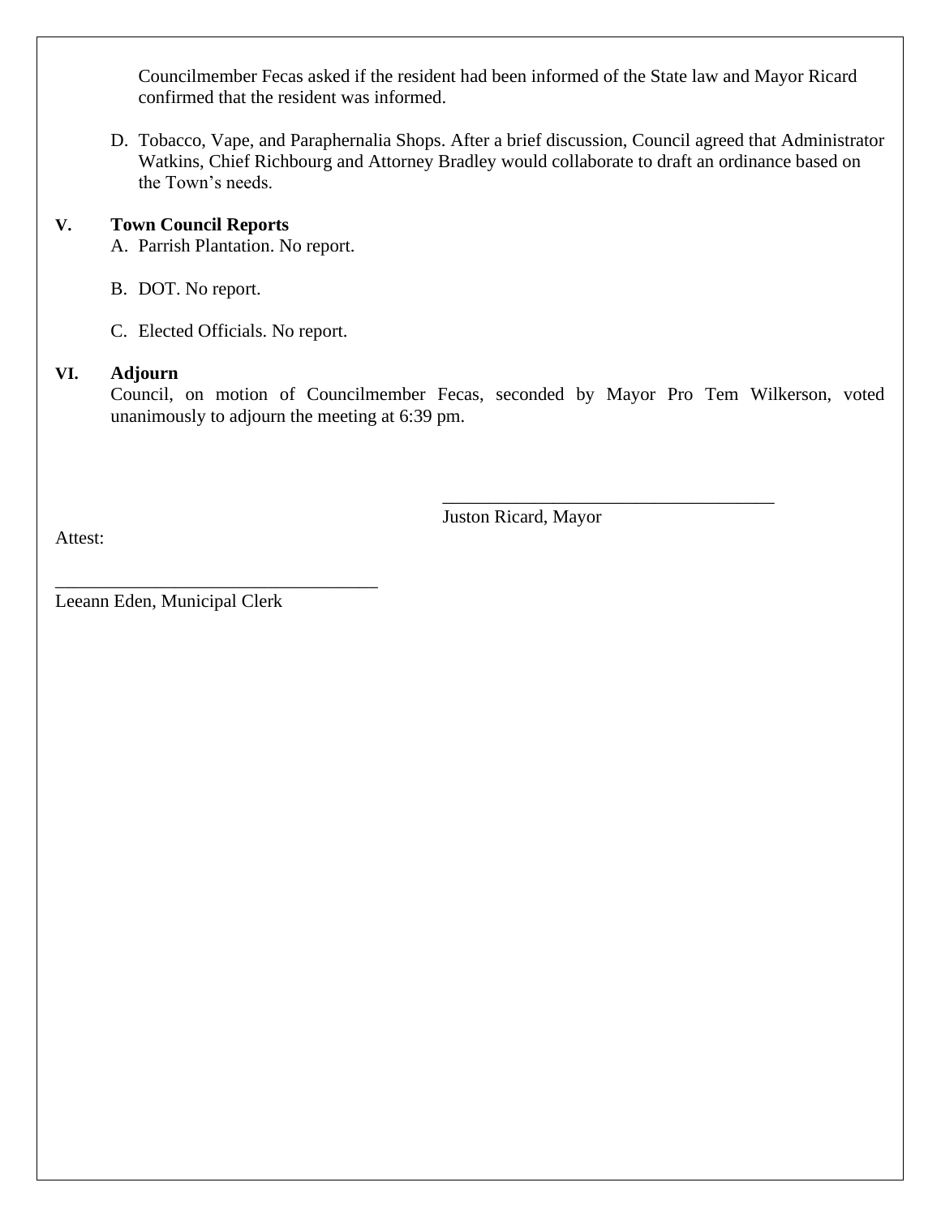Councilmember Fecas asked if the resident had been informed of the State law and Mayor Ricard confirmed that the resident was informed.

D. Tobacco, Vape, and Paraphernalia Shops. After a brief discussion, Council agreed that Administrator Watkins, Chief Richbourg and Attorney Bradley would collaborate to draft an ordinance based on the Town's needs.

**V. Town Council Reports**

A. Parrish Plantation. No report.

B. DOT. No report.

C. Elected Officials. No report.

**VI. Adjourn**

Council, on motion of Councilmember Fecas, seconded by Mayor Pro Tem Wilkerson, voted unanimously to adjourn the meeting at 6:39 pm.

_____________________________________
Juston Ricard, Mayor

Attest:

____________________________________
Leeann Eden, Municipal Clerk